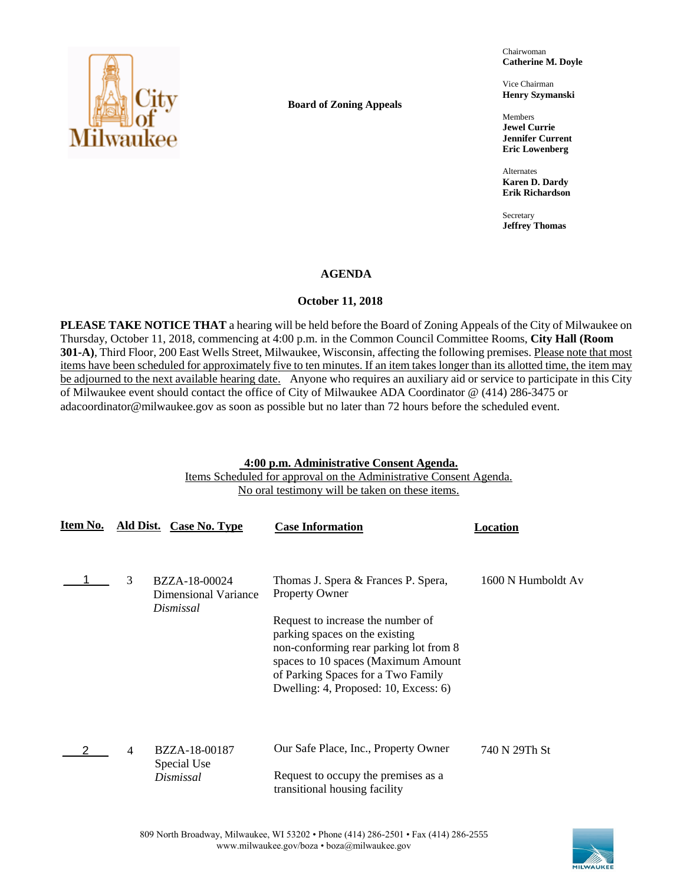**Board of Zoning Appeals**

Chairwoman
**Catherine M. Doyle**

Vice Chairman
**Henry Szymanski**

Members
**Jewel Currie**
**Jennifer Current**
**Eric Lowenberg**

Alternates
**Karen D. Dardy**
**Erik Richardson**

Secretary
**Jeffrey Thomas**

# AGENDA

## October 11, 2018

**PLEASE TAKE NOTICE THAT** a hearing will be held before the Board of Zoning Appeals of the City of Milwaukee on Thursday, October 11, 2018, commencing at 4:00 p.m. in the Common Council Committee Rooms, **City Hall (Room 301-A)**, Third Floor, 200 East Wells Street, Milwaukee, Wisconsin, affecting the following premises. Please note that most items have been scheduled for approximately five to ten minutes. If an item takes longer than its allotted time, the item may be adjourned to the next available hearing date. Anyone who requires an auxiliary aid or service to participate in this City of Milwaukee event should contact the office of City of Milwaukee ADA Coordinator @ (414) 286-3475 or adacoordinator@milwaukee.gov as soon as possible but no later than 72 hours before the scheduled event.

**4:00 p.m. Administrative Consent Agenda.**
Items Scheduled for approval on the Administrative Consent Agenda.
No oral testimony will be taken on these items.

| Item No. | Ald Dist. | Case No. Type | Case Information | Location |
|---|---|---|---|---|
| 1 | 3 | BZZA-18-00024 Dimensional Variance *Dismissal* | Thomas J. Spera & Frances P. Spera, Property Owner<br><br>Request to increase the number of parking spaces on the existing non-conforming rear parking lot from 8 spaces to 10 spaces (Maximum Amount of Parking Spaces for a Two Family Dwelling: 4, Proposed: 10, Excess: 6) | 1600 N Humboldt Av |
| 2 | 4 | BZZA-18-00187 Special Use *Dismissal* | Our Safe Place, Inc., Property Owner<br><br>Request to occupy the premises as a transitional housing facility | 740 N 29Th St |

809 North Broadway, Milwaukee, WI 53202 • Phone (414) 286-2501 • Fax (414) 286-2555
www.milwaukee.gov/boza • boza@milwaukee.gov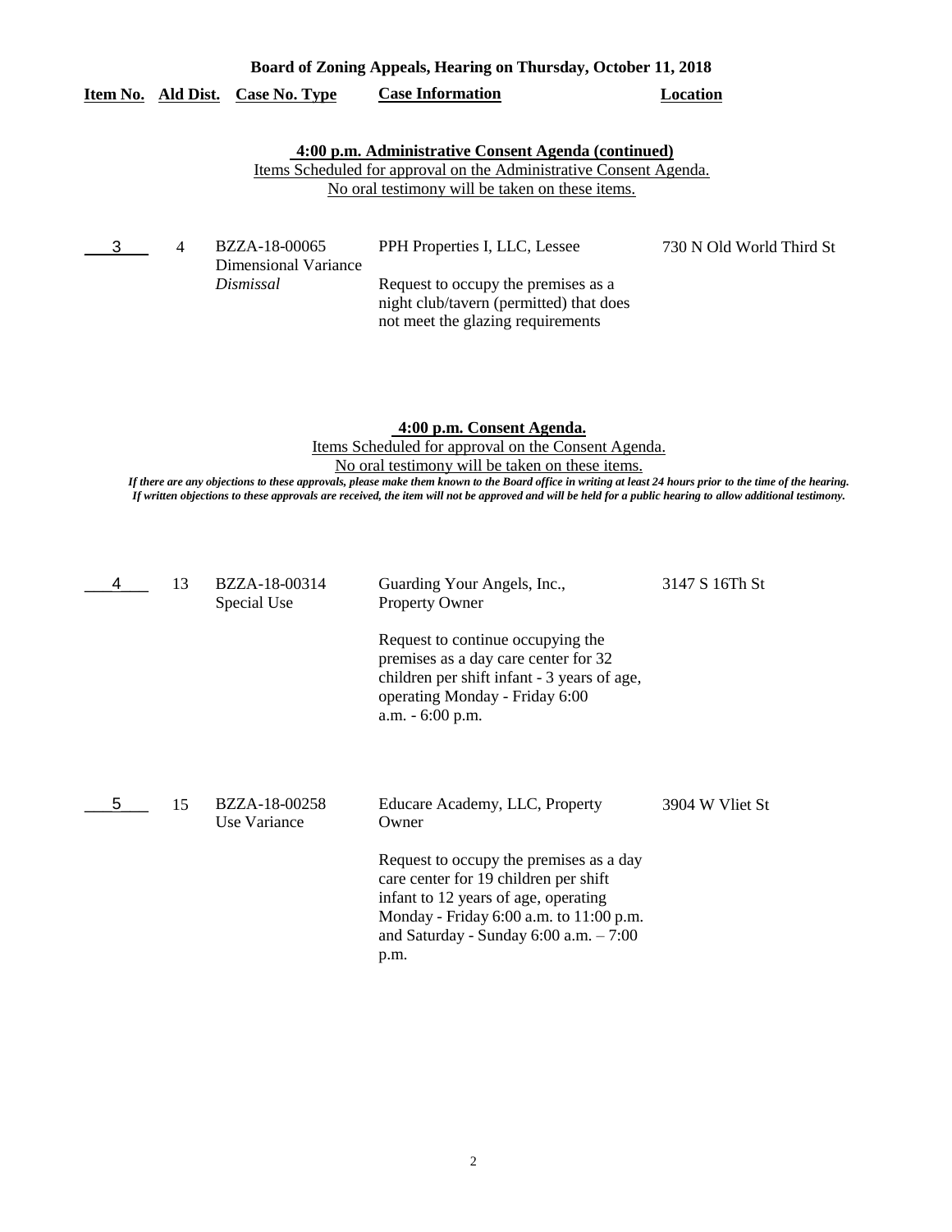**Board of Zoning Appeals, Hearing on Thursday, October 11, 2018**

| Item No. | Ald Dist. | Case No. Type | Case Information | Location |
|---|---|---|---|---|

**4:00 p.m. Administrative Consent Agenda (continued)**

Items Scheduled for approval on the Administrative Consent Agenda.
No oral testimony will be taken on these items.

| Item No. | Ald Dist. | Case No. Type | Case Information | Location |
|---|---|---|---|---|
| 3 | 4 | BZZA-18-00065 Dimensional Variance *Dismissal* | PPH Properties I, LLC, Lessee<br><br>Request to occupy the premises as a night club/tavern (permitted) that does not meet the glazing requirements | 730 N Old World Third St |

**4:00 p.m. Consent Agenda.**

Items Scheduled for approval on the Consent Agenda.
No oral testimony will be taken on these items.

*If there are any objections to these approvals, please make them known to the Board office in writing at least 24 hours prior to the time of the hearing. If written objections to these approvals are received, the item will not be approved and will be held for a public hearing to allow additional testimony.*

| Item No. | Ald Dist. | Case No. Type | Case Information | Location |
|---|---|---|---|---|
| 4 | 13 | BZZA-18-00314 Special Use | Guarding Your Angels, Inc., Property Owner<br><br>Request to continue occupying the premises as a day care center for 32 children per shift infant - 3 years of age, operating Monday - Friday 6:00 a.m. - 6:00 p.m. | 3147 S 16Th St |
| 5 | 15 | BZZA-18-00258 Use Variance | Educare Academy, LLC, Property Owner<br><br>Request to occupy the premises as a day care center for 19 children per shift infant to 12 years of age, operating Monday - Friday 6:00 a.m. to 11:00 p.m. and Saturday - Sunday 6:00 a.m. – 7:00 p.m. | 3904 W Vliet St |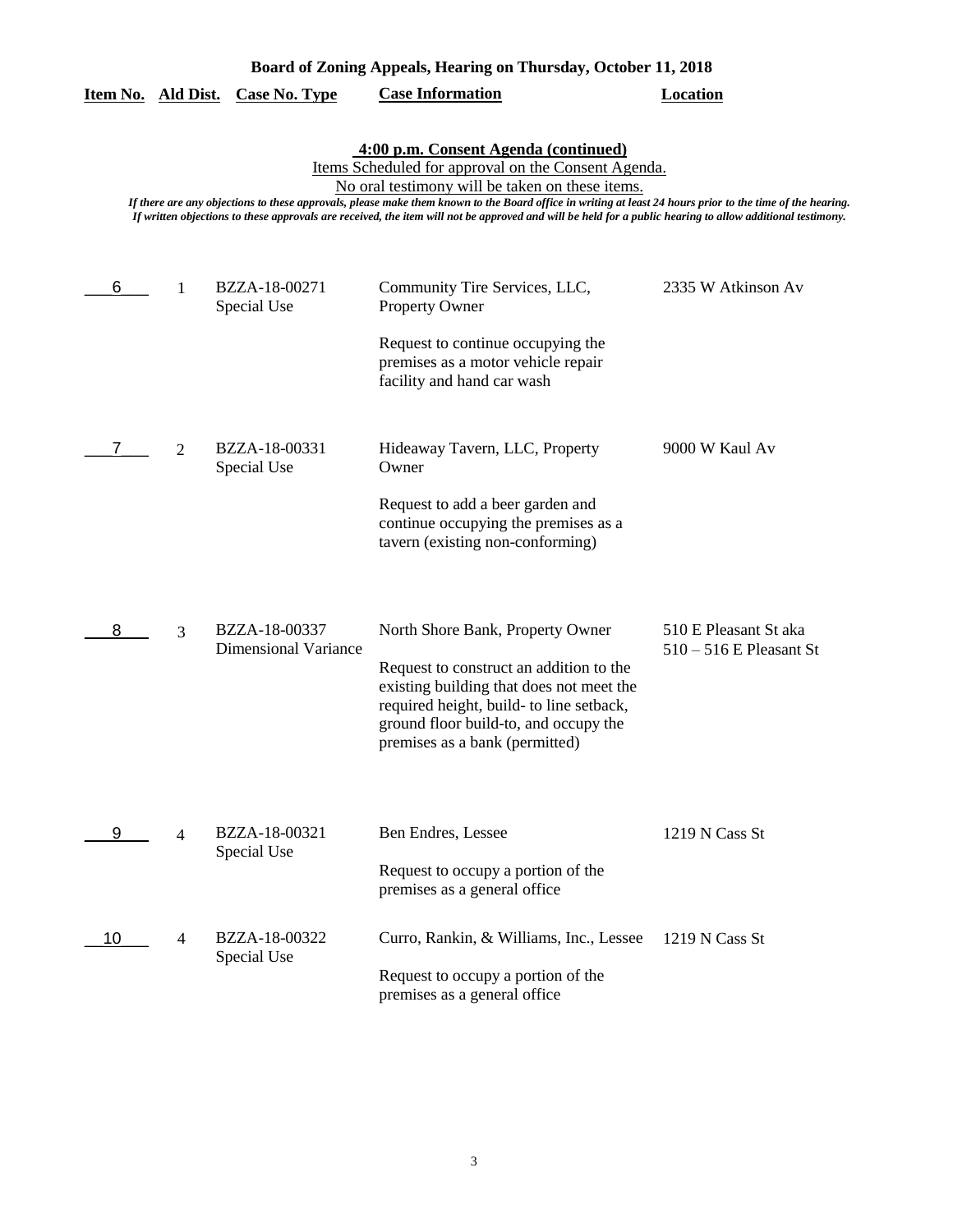**Board of Zoning Appeals, Hearing on Thursday, October 11, 2018**

**4:00 p.m. Consent Agenda (continued)**

Items Scheduled for approval on the Consent Agenda.

No oral testimony will be taken on these items.

*If there are any objections to these approvals, please make them known to the Board office in writing at least 24 hours prior to the time of the hearing. If written objections to these approvals are received, the item will not be approved and will be held for a public hearing to allow additional testimony.*

| Item No. | Ald Dist. | Case No. Type | Case Information | Location |
|---|---|---|---|---|
| 6 | 1 | BZZA-18-00271 Special Use | Community Tire Services, LLC, Property Owner<br><br>Request to continue occupying the premises as a motor vehicle repair facility and hand car wash | 2335 W Atkinson Av |
| 7 | 2 | BZZA-18-00331 Special Use | Hideaway Tavern, LLC, Property Owner<br><br>Request to add a beer garden and continue occupying the premises as a tavern (existing non-conforming) | 9000 W Kaul Av |
| 8 | 3 | BZZA-18-00337 Dimensional Variance | North Shore Bank, Property Owner<br><br>Request to construct an addition to the existing building that does not meet the required height, build- to line setback, ground floor build-to, and occupy the premises as a bank (permitted) | 510 E Pleasant St aka 510 – 516 E Pleasant St |
| 9 | 4 | BZZA-18-00321 Special Use | Ben Endres, Lessee<br><br>Request to occupy a portion of the premises as a general office | 1219 N Cass St |
| 10 | 4 | BZZA-18-00322 Special Use | Curro, Rankin, & Williams, Inc., Lessee<br><br>Request to occupy a portion of the premises as a general office | 1219 N Cass St |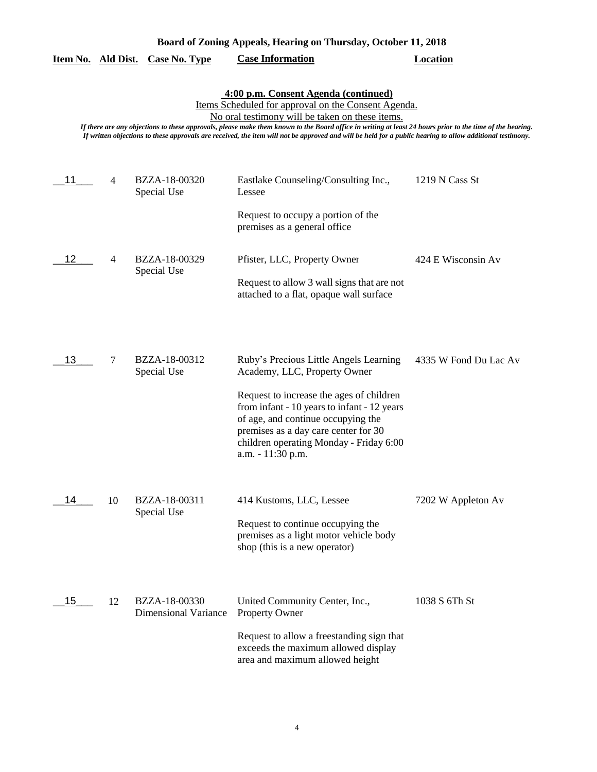**Board of Zoning Appeals, Hearing on Thursday, October 11, 2018**

**4:00 p.m. Consent Agenda (continued)**

Items Scheduled for approval on the Consent Agenda.

No oral testimony will be taken on these items.

*If there are any objections to these approvals, please make them known to the Board office in writing at least 24 hours prior to the time of the hearing. If written objections to these approvals are received, the item will not be approved and will be held for a public hearing to allow additional testimony.*

| Item No. | Ald Dist. | Case No. Type | Case Information | Location |
|---|---|---|---|---|
| 11 | 4 | BZZA-18-00320 Special Use | Eastlake Counseling/Consulting Inc., Lessee<br><br>Request to occupy a portion of the premises as a general office | 1219 N Cass St |
| 12 | 4 | BZZA-18-00329 Special Use | Pfister, LLC, Property Owner<br><br>Request to allow 3 wall signs that are not attached to a flat, opaque wall surface | 424 E Wisconsin Av |
| 13 | 7 | BZZA-18-00312 Special Use | Ruby's Precious Little Angels Learning Academy, LLC, Property Owner<br><br>Request to increase the ages of children from infant - 10 years to infant - 12 years of age, and continue occupying the premises as a day care center for 30 children operating Monday - Friday 6:00 a.m. - 11:30 p.m. | 4335 W Fond Du Lac Av |
| 14 | 10 | BZZA-18-00311 Special Use | 414 Kustoms, LLC, Lessee<br><br>Request to continue occupying the premises as a light motor vehicle body shop (this is a new operator) | 7202 W Appleton Av |
| 15 | 12 | BZZA-18-00330 Dimensional Variance | United Community Center, Inc., Property Owner<br><br>Request to allow a freestanding sign that exceeds the maximum allowed display area and maximum allowed height | 1038 S 6Th St |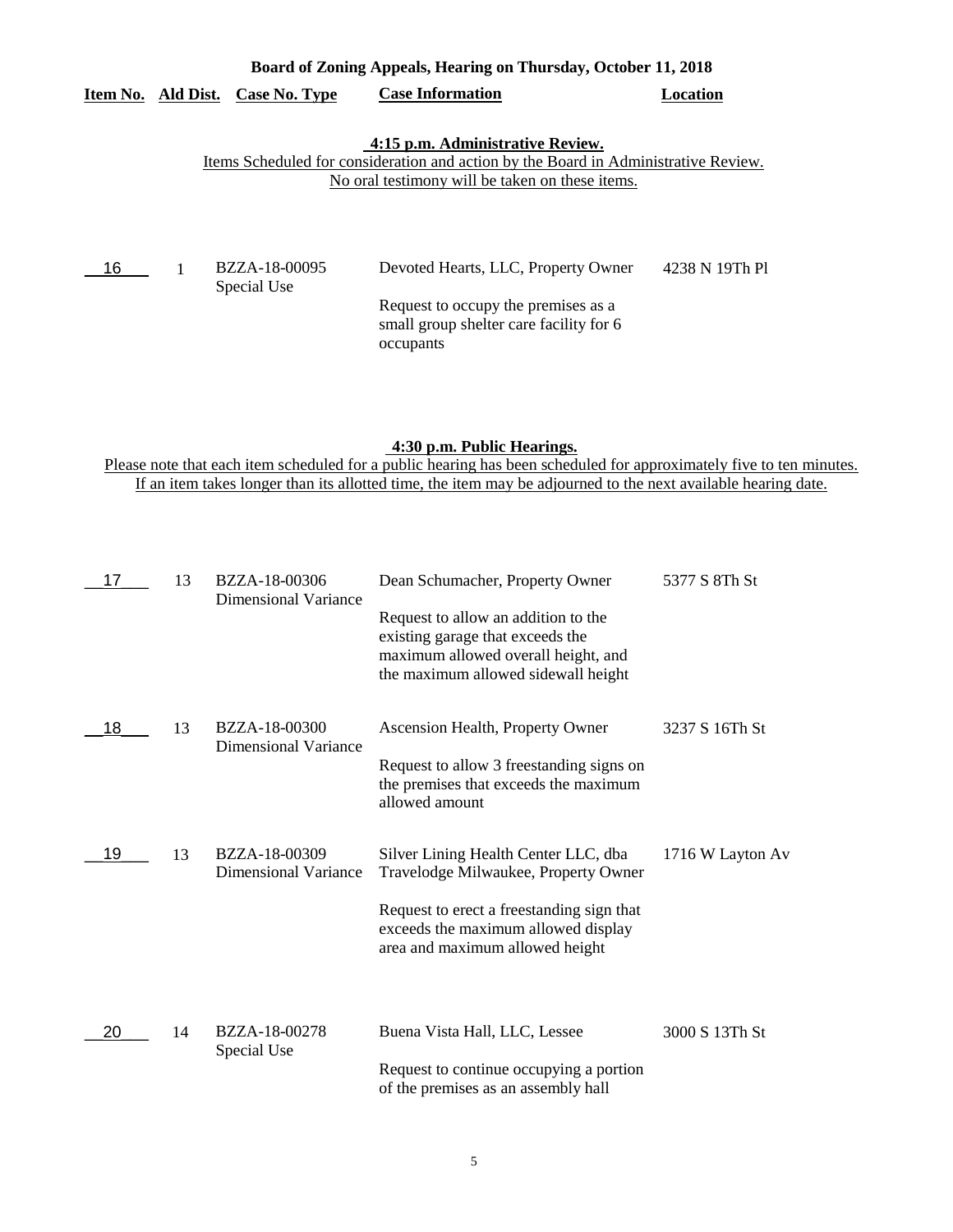**Board of Zoning Appeals, Hearing on Thursday, October 11, 2018**

| Item No. | Ald Dist. | Case No. Type | Case Information | Location |
|---|---|---|---|---|

**4:15 p.m. Administrative Review.**
Items Scheduled for consideration and action by the Board in Administrative Review.
No oral testimony will be taken on these items.

| Item No. | Ald Dist. | Case No. Type | Case Information | Location |
|---|---|---|---|---|
| 16 | 1 | BZZA-18-00095 Special Use | Devoted Hearts, LLC, Property Owner<br><br>Request to occupy the premises as a small group shelter care facility for 6 occupants | 4238 N 19Th Pl |

**4:30 p.m. Public Hearings.**
Please note that each item scheduled for a public hearing has been scheduled for approximately five to ten minutes.
If an item takes longer than its allotted time, the item may be adjourned to the next available hearing date.

| Item No. | Ald Dist. | Case No. Type | Case Information | Location |
|---|---|---|---|---|
| 17 | 13 | BZZA-18-00306 Dimensional Variance | Dean Schumacher, Property Owner<br><br>Request to allow an addition to the existing garage that exceeds the maximum allowed overall height, and the maximum allowed sidewall height | 5377 S 8Th St |
| 18 | 13 | BZZA-18-00300 Dimensional Variance | Ascension Health, Property Owner<br><br>Request to allow 3 freestanding signs on the premises that exceeds the maximum allowed amount | 3237 S 16Th St |
| 19 | 13 | BZZA-18-00309 Dimensional Variance | Silver Lining Health Center LLC, dba Travelodge Milwaukee, Property Owner<br><br>Request to erect a freestanding sign that exceeds the maximum allowed display area and maximum allowed height | 1716 W Layton Av |
| 20 | 14 | BZZA-18-00278 Special Use | Buena Vista Hall, LLC, Lessee<br><br>Request to continue occupying a portion of the premises as an assembly hall | 3000 S 13Th St |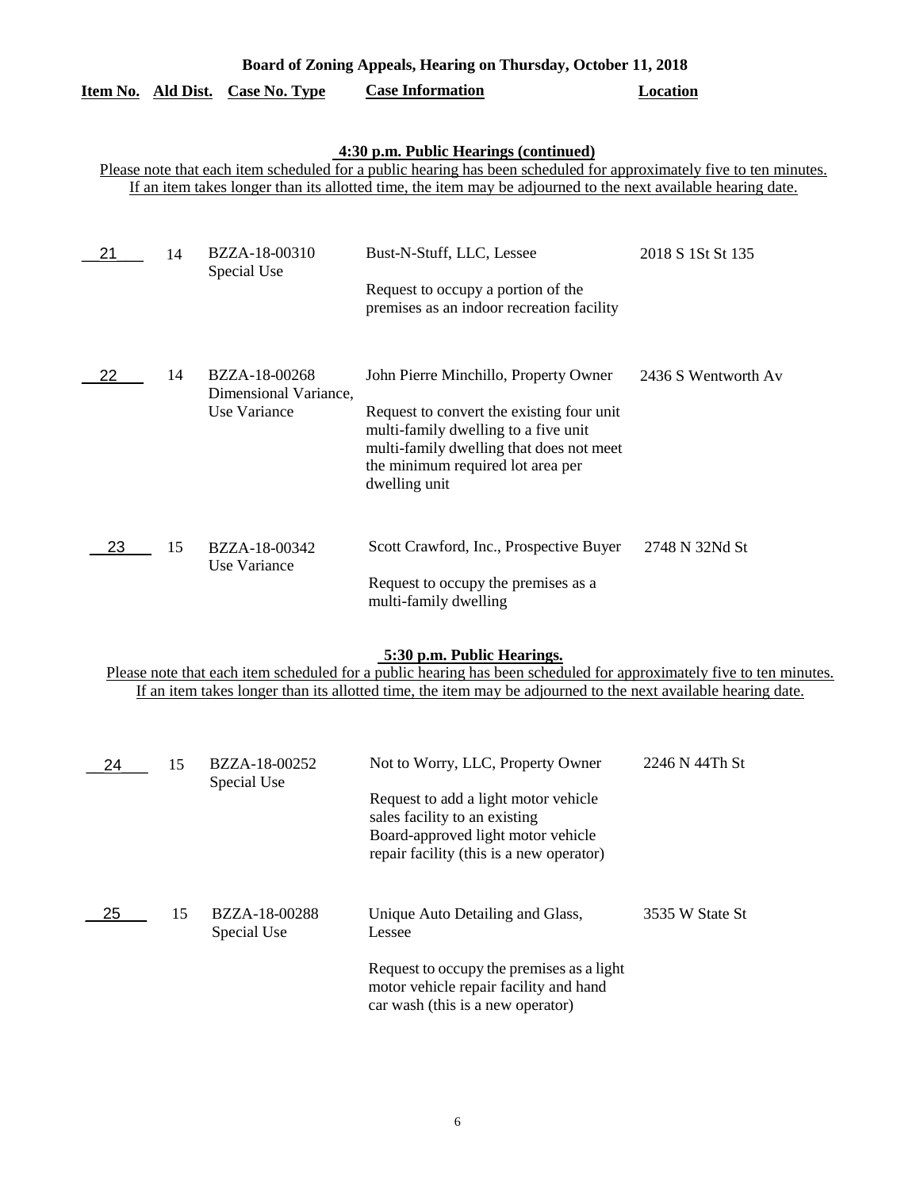**Board of Zoning Appeals, Hearing on Thursday, October 11, 2018**

| Item No. | Ald Dist. | Case No. Type | Case Information | Location |
|---|---|---|---|---|

**4:30 p.m. Public Hearings (continued)**

Please note that each item scheduled for a public hearing has been scheduled for approximately five to ten minutes. If an item takes longer than its allotted time, the item may be adjourned to the next available hearing date.

| Item No. | Ald Dist. | Case No. Type | Case Information | Location |
|---|---|---|---|---|
| 21 | 14 | BZZA-18-00310 Special Use | Bust-N-Stuff, LLC, Lessee<br><br>Request to occupy a portion of the premises as an indoor recreation facility | 2018 S 1St St 135 |
| 22 | 14 | BZZA-18-00268 Dimensional Variance, Use Variance | John Pierre Minchillo, Property Owner<br><br>Request to convert the existing four unit multi-family dwelling to a five unit multi-family dwelling that does not meet the minimum required lot area per dwelling unit | 2436 S Wentworth Av |
| 23 | 15 | BZZA-18-00342 Use Variance | Scott Crawford, Inc., Prospective Buyer<br><br>Request to occupy the premises as a multi-family dwelling | 2748 N 32Nd St |

**5:30 p.m. Public Hearings.**

Please note that each item scheduled for a public hearing has been scheduled for approximately five to ten minutes. If an item takes longer than its allotted time, the item may be adjourned to the next available hearing date.

| Item No. | Ald Dist. | Case No. Type | Case Information | Location |
|---|---|---|---|---|
| 24 | 15 | BZZA-18-00252 Special Use | Not to Worry, LLC, Property Owner<br><br>Request to add a light motor vehicle sales facility to an existing Board-approved light motor vehicle repair facility (this is a new operator) | 2246 N 44Th St |
| 25 | 15 | BZZA-18-00288 Special Use | Unique Auto Detailing and Glass, Lessee<br><br>Request to occupy the premises as a light motor vehicle repair facility and hand car wash (this is a new operator) | 3535 W State St |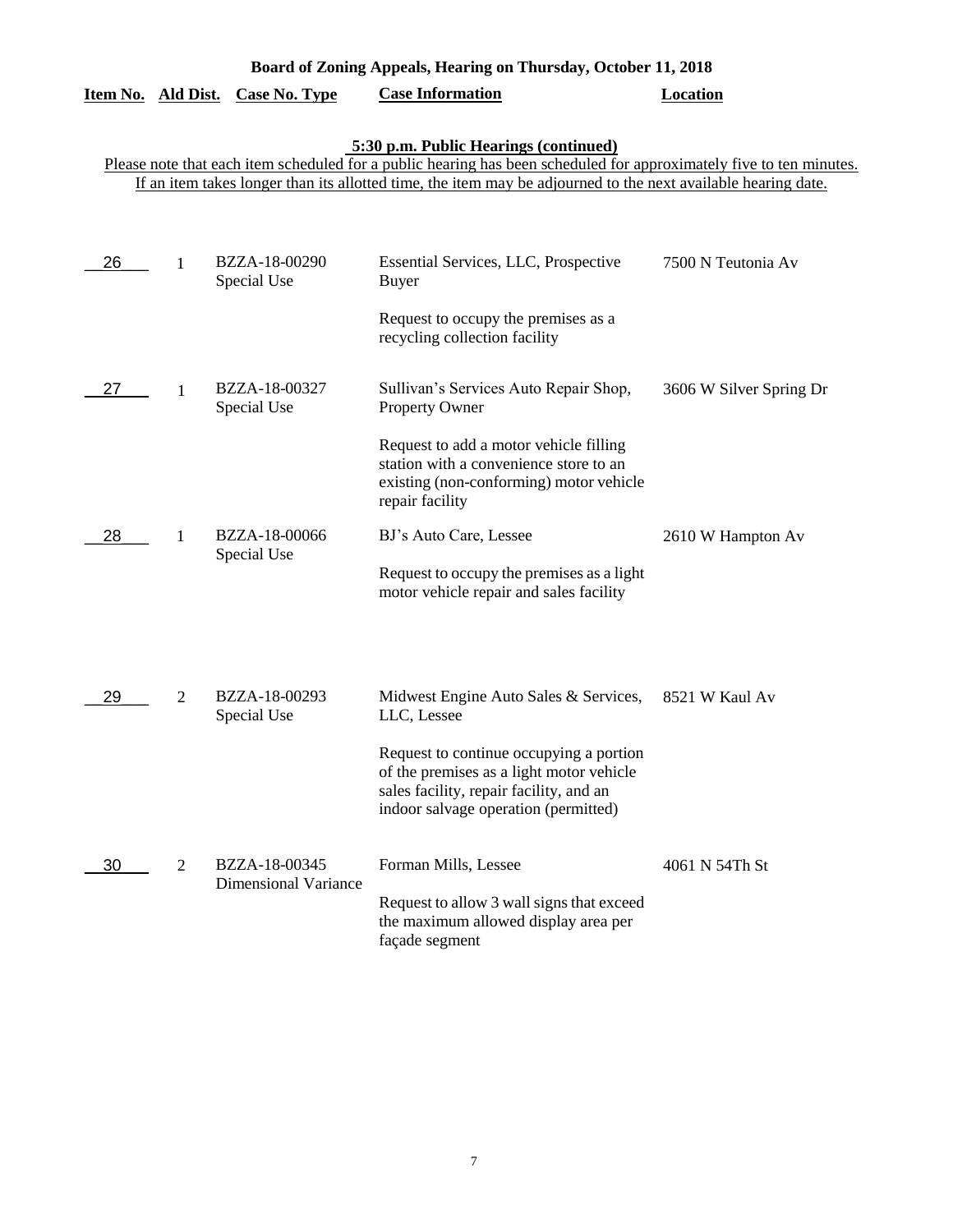# Board of Zoning Appeals, Hearing on Thursday, October 11, 2018

## 5:30 p.m. Public Hearings (continued)

Please note that each item scheduled for a public hearing has been scheduled for approximately five to ten minutes. If an item takes longer than its allotted time, the item may be adjourned to the next available hearing date.

| Item No. | Ald Dist. | Case No. Type | Case Information | Location |
|---|---|---|---|---|
| 26 | 1 | BZZA-18-00290 Special Use | Essential Services, LLC, Prospective Buyer<br><br>Request to occupy the premises as a recycling collection facility | 7500 N Teutonia Av |
| 27 | 1 | BZZA-18-00327 Special Use | Sullivan's Services Auto Repair Shop, Property Owner<br><br>Request to add a motor vehicle filling station with a convenience store to an existing (non-conforming) motor vehicle repair facility | 3606 W Silver Spring Dr |
| 28 | 1 | BZZA-18-00066 Special Use | BJ's Auto Care, Lessee<br><br>Request to occupy the premises as a light motor vehicle repair and sales facility | 2610 W Hampton Av |
| 29 | 2 | BZZA-18-00293 Special Use | Midwest Engine Auto Sales & Services, LLC, Lessee<br><br>Request to continue occupying a portion of the premises as a light motor vehicle sales facility, repair facility, and an indoor salvage operation (permitted) | 8521 W Kaul Av |
| 30 | 2 | BZZA-18-00345 Dimensional Variance | Forman Mills, Lessee<br><br>Request to allow 3 wall signs that exceed the maximum allowed display area per façade segment | 4061 N 54Th St |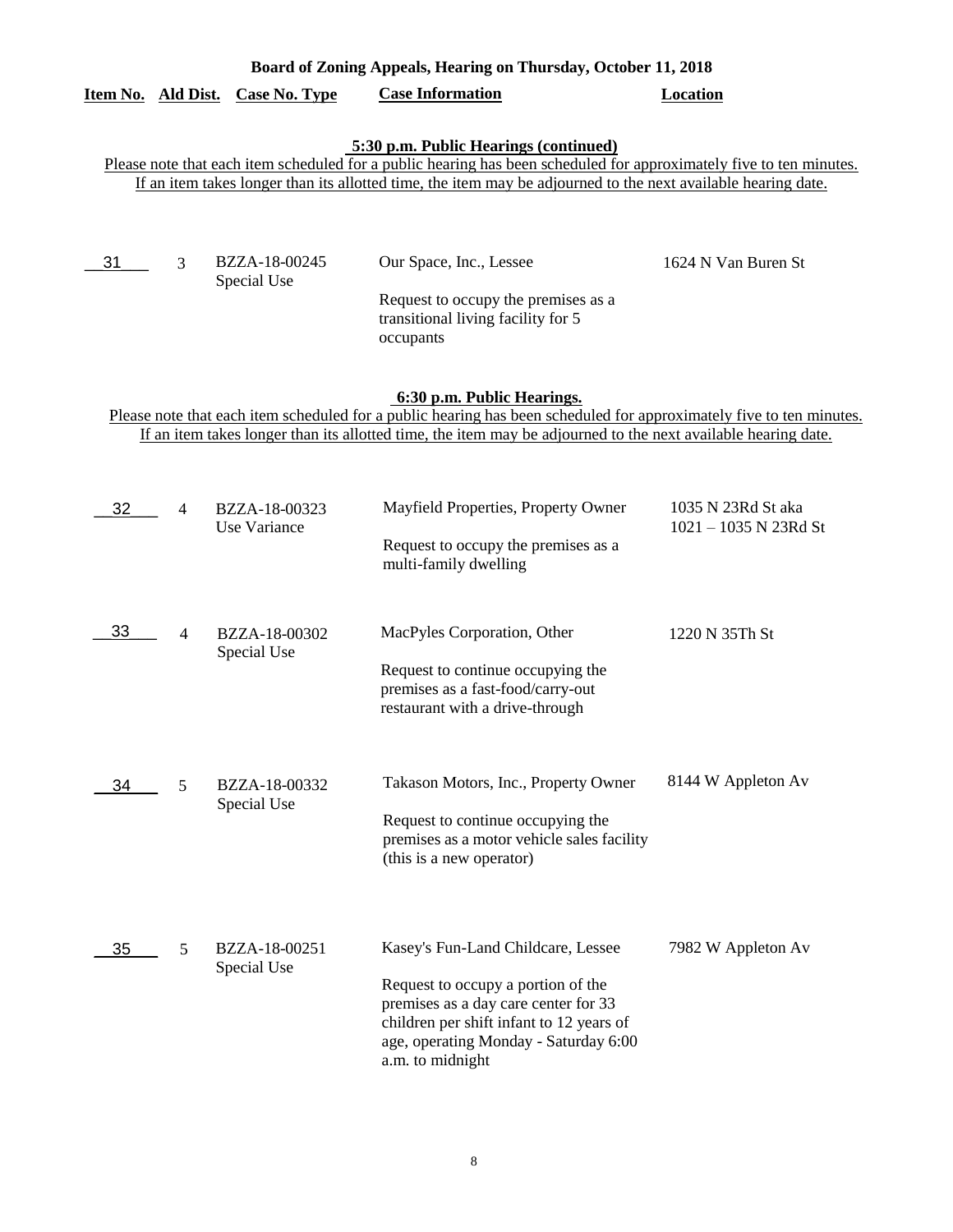**Board of Zoning Appeals, Hearing on Thursday, October 11, 2018**

**5:30 p.m. Public Hearings (continued)**

Please note that each item scheduled for a public hearing has been scheduled for approximately five to ten minutes. If an item takes longer than its allotted time, the item may be adjourned to the next available hearing date.

| Item No. | Ald Dist. | Case No. Type | Case Information | Location |
|---|---|---|---|---|
| 31 | 3 | BZZA-18-00245 Special Use | Our Space, Inc., Lessee<br><br>Request to occupy the premises as a transitional living facility for 5 occupants | 1624 N Van Buren St |

**6:30 p.m. Public Hearings.**

Please note that each item scheduled for a public hearing has been scheduled for approximately five to ten minutes. If an item takes longer than its allotted time, the item may be adjourned to the next available hearing date.

| Item No. | Ald Dist. | Case No. Type | Case Information | Location |
|---|---|---|---|---|
| 32 | 4 | BZZA-18-00323 Use Variance | Mayfield Properties, Property Owner<br><br>Request to occupy the premises as a multi-family dwelling | 1035 N 23Rd St aka 1021 – 1035 N 23Rd St |
| 33 | 4 | BZZA-18-00302 Special Use | MacPyles Corporation, Other<br><br>Request to continue occupying the premises as a fast-food/carry-out restaurant with a drive-through | 1220 N 35Th St |
| 34 | 5 | BZZA-18-00332 Special Use | Takason Motors, Inc., Property Owner<br><br>Request to continue occupying the premises as a motor vehicle sales facility (this is a new operator) | 8144 W Appleton Av |
| 35 | 5 | BZZA-18-00251 Special Use | Kasey's Fun-Land Childcare, Lessee<br><br>Request to occupy a portion of the premises as a day care center for 33 children per shift infant to 12 years of age, operating Monday - Saturday 6:00 a.m. to midnight | 7982 W Appleton Av |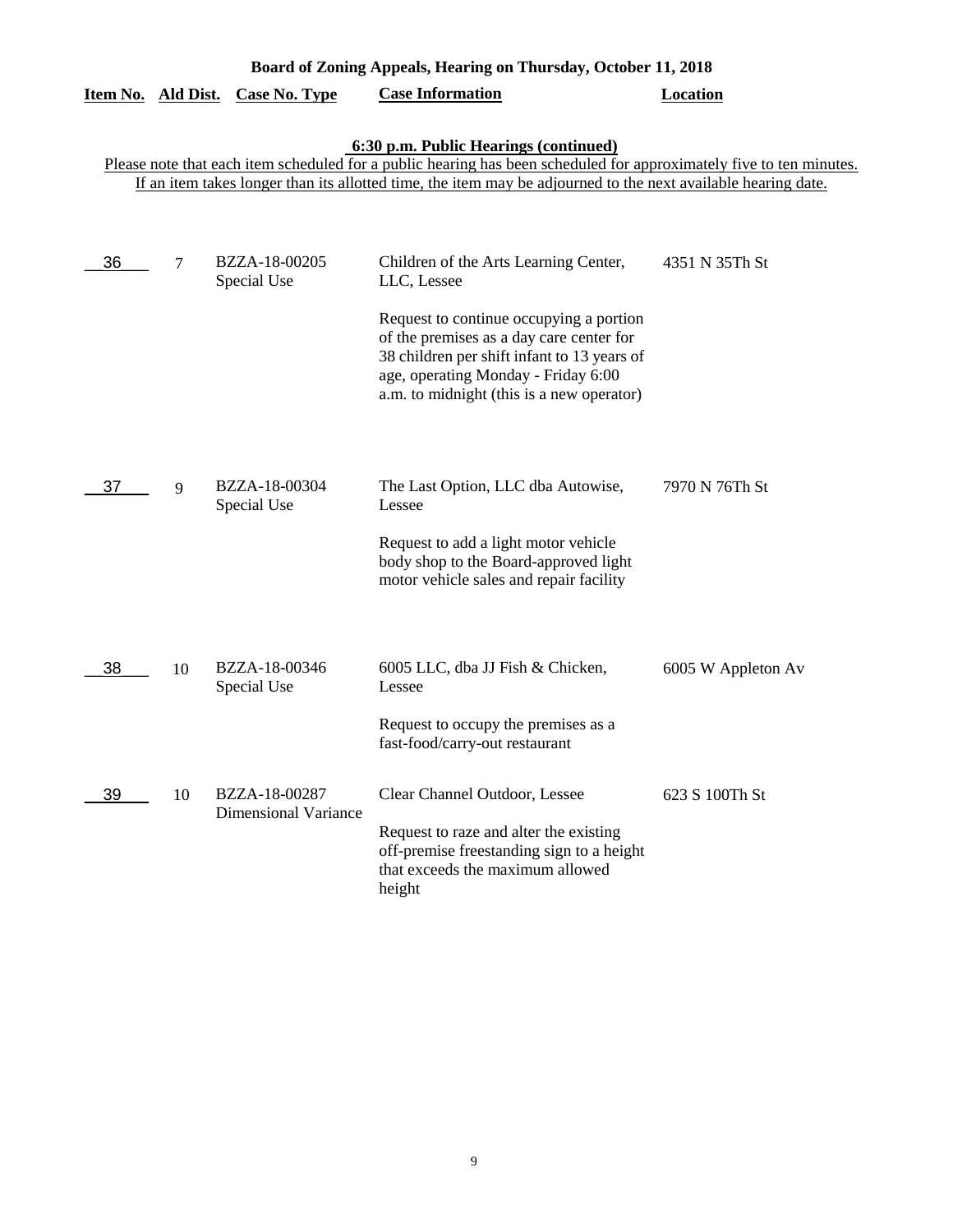**Board of Zoning Appeals, Hearing on Thursday, October 11, 2018**

### 6:30 p.m. Public Hearings (continued)

Please note that each item scheduled for a public hearing has been scheduled for approximately five to ten minutes. If an item takes longer than its allotted time, the item may be adjourned to the next available hearing date.

| Item No. | Ald Dist. | Case No. Type | Case Information | Location |
|---|---|---|---|---|
| 36 | 7 | BZZA-18-00205 Special Use | Children of the Arts Learning Center, LLC, Lessee<br><br>Request to continue occupying a portion of the premises as a day care center for 38 children per shift infant to 13 years of age, operating Monday - Friday 6:00 a.m. to midnight (this is a new operator) | 4351 N 35Th St |
| 37 | 9 | BZZA-18-00304 Special Use | The Last Option, LLC dba Autowise, Lessee<br><br>Request to add a light motor vehicle body shop to the Board-approved light motor vehicle sales and repair facility | 7970 N 76Th St |
| 38 | 10 | BZZA-18-00346 Special Use | 6005 LLC, dba JJ Fish & Chicken, Lessee<br><br>Request to occupy the premises as a fast-food/carry-out restaurant | 6005 W Appleton Av |
| 39 | 10 | BZZA-18-00287 Dimensional Variance | Clear Channel Outdoor, Lessee<br><br>Request to raze and alter the existing off-premise freestanding sign to a height that exceeds the maximum allowed height | 623 S 100Th St |